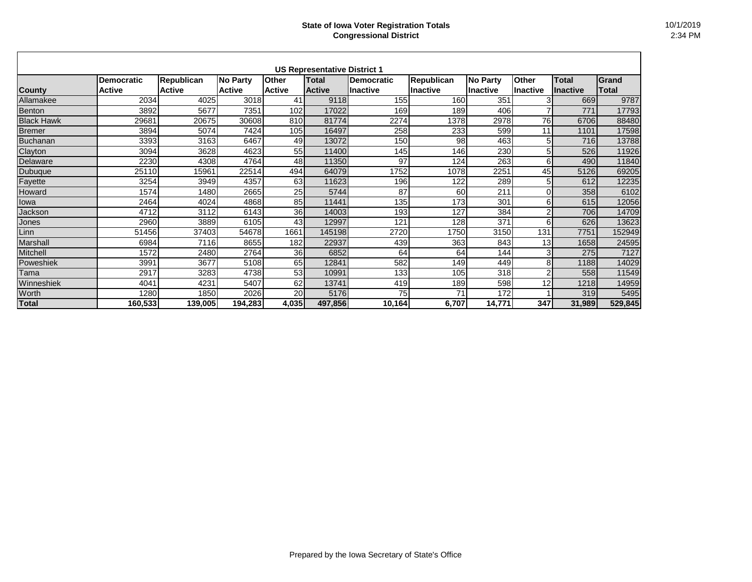# State of Iowa Voter Registration Totals
## Congressional District

10/1/2019
2:34 PM

| US Representative District 1 | | | | | | | | | | | |
|---|---|---|---|---|---|---|---|---|---|---|---|
| **County** | **Democratic Active** | **Republican Active** | **No Party Active** | **Other Active** | **Total Active** | **Democratic Inactive** | **Republican Inactive** | **No Party Inactive** | **Other Inactive** | **Total Inactive** | **Grand Total** |
| Allamakee | 2034 | 4025 | 3018 | 41 | 9118 | 155 | 160 | 351 | 3 | 669 | 9787 |
| Benton | 3892 | 5677 | 7351 | 102 | 17022 | 169 | 189 | 406 | 7 | 771 | 17793 |
| Black Hawk | 29681 | 20675 | 30608 | 810 | 81774 | 2274 | 1378 | 2978 | 76 | 6706 | 88480 |
| Bremer | 3894 | 5074 | 7424 | 105 | 16497 | 258 | 233 | 599 | 11 | 1101 | 17598 |
| Buchanan | 3393 | 3163 | 6467 | 49 | 13072 | 150 | 98 | 463 | 5 | 716 | 13788 |
| Clayton | 3094 | 3628 | 4623 | 55 | 11400 | 145 | 146 | 230 | 5 | 526 | 11926 |
| Delaware | 2230 | 4308 | 4764 | 48 | 11350 | 97 | 124 | 263 | 6 | 490 | 11840 |
| Dubuque | 25110 | 15961 | 22514 | 494 | 64079 | 1752 | 1078 | 2251 | 45 | 5126 | 69205 |
| Fayette | 3254 | 3949 | 4357 | 63 | 11623 | 196 | 122 | 289 | 5 | 612 | 12235 |
| Howard | 1574 | 1480 | 2665 | 25 | 5744 | 87 | 60 | 211 | 0 | 358 | 6102 |
| Iowa | 2464 | 4024 | 4868 | 85 | 11441 | 135 | 173 | 301 | 6 | 615 | 12056 |
| Jackson | 4712 | 3112 | 6143 | 36 | 14003 | 193 | 127 | 384 | 2 | 706 | 14709 |
| Jones | 2960 | 3889 | 6105 | 43 | 12997 | 121 | 128 | 371 | 6 | 626 | 13623 |
| Linn | 51456 | 37403 | 54678 | 1661 | 145198 | 2720 | 1750 | 3150 | 131 | 7751 | 152949 |
| Marshall | 6984 | 7116 | 8655 | 182 | 22937 | 439 | 363 | 843 | 13 | 1658 | 24595 |
| Mitchell | 1572 | 2480 | 2764 | 36 | 6852 | 64 | 64 | 144 | 3 | 275 | 7127 |
| Poweshiek | 3991 | 3677 | 5108 | 65 | 12841 | 582 | 149 | 449 | 8 | 1188 | 14029 |
| Tama | 2917 | 3283 | 4738 | 53 | 10991 | 133 | 105 | 318 | 2 | 558 | 11549 |
| Winneshiek | 4041 | 4231 | 5407 | 62 | 13741 | 419 | 189 | 598 | 12 | 1218 | 14959 |
| Worth | 1280 | 1850 | 2026 | 20 | 5176 | 75 | 71 | 172 | 1 | 319 | 5495 |
| **Total** | **160,533** | **139,005** | **194,283** | **4,035** | **497,856** | **10,164** | **6,707** | **14,771** | **347** | **31,989** | **529,845** |

Prepared by the Iowa Secretary of State's Office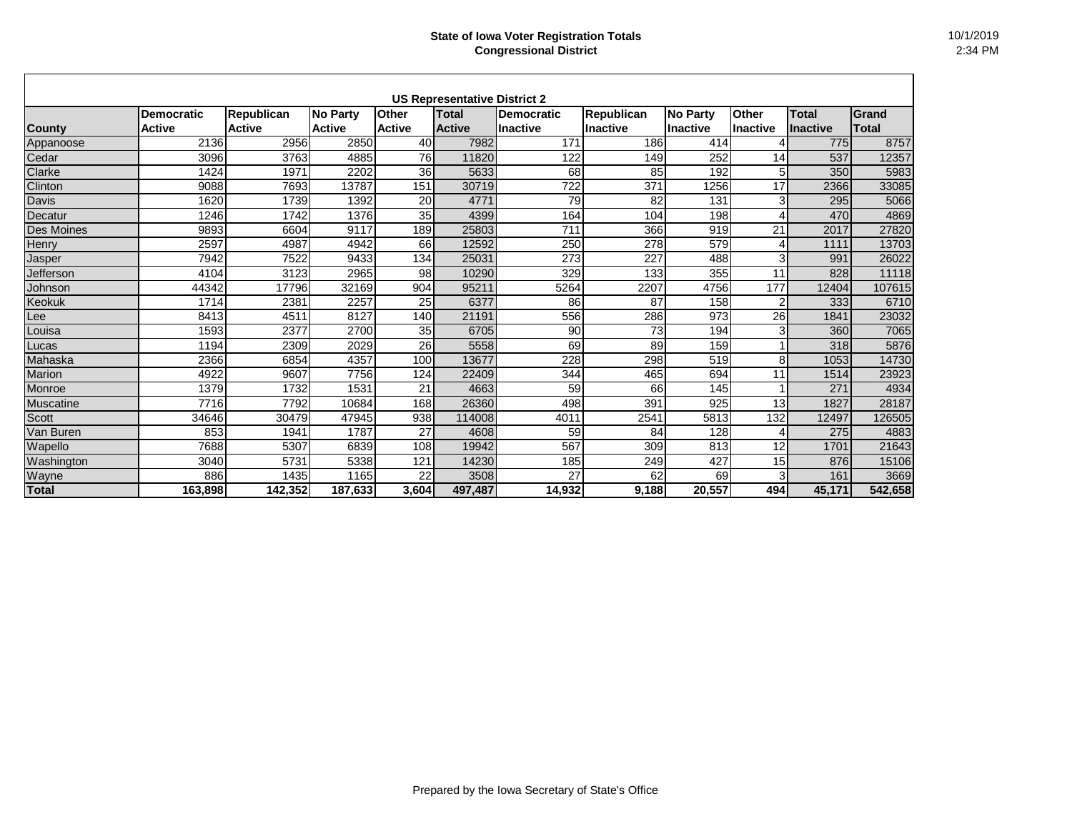**State of Iowa Voter Registration Totals**
**Congressional District**

10/1/2019
2:34 PM

| US Representative District 2 | | | | | | | | | | | |
|---|---|---|---|---|---|---|---|---|---|---|---|
| **County** | **Democratic Active** | **Republican Active** | **No Party Active** | **Other Active** | **Total Active** | **Democratic Inactive** | **Republican Inactive** | **No Party Inactive** | **Other Inactive** | **Total Inactive** | **Grand Total** |
| Appanoose | 2136 | 2956 | 2850 | 40 | 7982 | 171 | 186 | 414 | 4 | 775 | 8757 |
| Cedar | 3096 | 3763 | 4885 | 76 | 11820 | 122 | 149 | 252 | 14 | 537 | 12357 |
| Clarke | 1424 | 1971 | 2202 | 36 | 5633 | 68 | 85 | 192 | 5 | 350 | 5983 |
| Clinton | 9088 | 7693 | 13787 | 151 | 30719 | 722 | 371 | 1256 | 17 | 2366 | 33085 |
| Davis | 1620 | 1739 | 1392 | 20 | 4771 | 79 | 82 | 131 | 3 | 295 | 5066 |
| Decatur | 1246 | 1742 | 1376 | 35 | 4399 | 164 | 104 | 198 | 4 | 470 | 4869 |
| Des Moines | 9893 | 6604 | 9117 | 189 | 25803 | 711 | 366 | 919 | 21 | 2017 | 27820 |
| Henry | 2597 | 4987 | 4942 | 66 | 12592 | 250 | 278 | 579 | 4 | 1111 | 13703 |
| Jasper | 7942 | 7522 | 9433 | 134 | 25031 | 273 | 227 | 488 | 3 | 991 | 26022 |
| Jefferson | 4104 | 3123 | 2965 | 98 | 10290 | 329 | 133 | 355 | 11 | 828 | 11118 |
| Johnson | 44342 | 17796 | 32169 | 904 | 95211 | 5264 | 2207 | 4756 | 177 | 12404 | 107615 |
| Keokuk | 1714 | 2381 | 2257 | 25 | 6377 | 86 | 87 | 158 | 2 | 333 | 6710 |
| Lee | 8413 | 4511 | 8127 | 140 | 21191 | 556 | 286 | 973 | 26 | 1841 | 23032 |
| Louisa | 1593 | 2377 | 2700 | 35 | 6705 | 90 | 73 | 194 | 3 | 360 | 7065 |
| Lucas | 1194 | 2309 | 2029 | 26 | 5558 | 69 | 89 | 159 | 1 | 318 | 5876 |
| Mahaska | 2366 | 6854 | 4357 | 100 | 13677 | 228 | 298 | 519 | 8 | 1053 | 14730 |
| Marion | 4922 | 9607 | 7756 | 124 | 22409 | 344 | 465 | 694 | 11 | 1514 | 23923 |
| Monroe | 1379 | 1732 | 1531 | 21 | 4663 | 59 | 66 | 145 | 1 | 271 | 4934 |
| Muscatine | 7716 | 7792 | 10684 | 168 | 26360 | 498 | 391 | 925 | 13 | 1827 | 28187 |
| Scott | 34646 | 30479 | 47945 | 938 | 114008 | 4011 | 2541 | 5813 | 132 | 12497 | 126505 |
| Van Buren | 853 | 1941 | 1787 | 27 | 4608 | 59 | 84 | 128 | 4 | 275 | 4883 |
| Wapello | 7688 | 5307 | 6839 | 108 | 19942 | 567 | 309 | 813 | 12 | 1701 | 21643 |
| Washington | 3040 | 5731 | 5338 | 121 | 14230 | 185 | 249 | 427 | 15 | 876 | 15106 |
| Wayne | 886 | 1435 | 1165 | 22 | 3508 | 27 | 62 | 69 | 3 | 161 | 3669 |
| **Total** | **163,898** | **142,352** | **187,633** | **3,604** | **497,487** | **14,932** | **9,188** | **20,557** | **494** | **45,171** | **542,658** |

Prepared by the Iowa Secretary of State's Office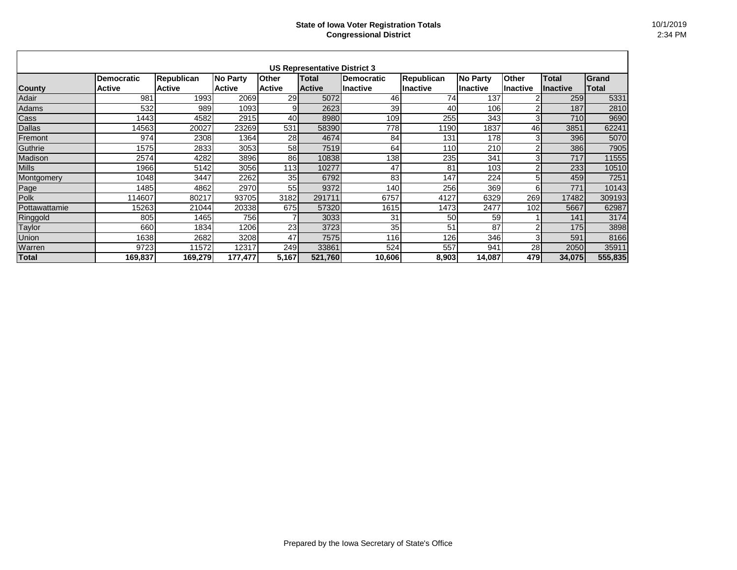## State of Iowa Voter Registration Totals
### Congressional District

10/1/2019
2:34 PM

| US Representative District 3 | | | | | | | | | | | |
|---|---|---|---|---|---|---|---|---|---|---|---|
| County | Democratic Active | Republican Active | No Party Active | Other Active | Total Active | Democratic Inactive | Republican Inactive | No Party Inactive | Other Inactive | Total Inactive | Grand Total |
| Adair | 981 | 1993 | 2069 | 29 | 5072 | 46 | 74 | 137 | 2 | 259 | 5331 |
| Adams | 532 | 989 | 1093 | 9 | 2623 | 39 | 40 | 106 | 2 | 187 | 2810 |
| Cass | 1443 | 4582 | 2915 | 40 | 8980 | 109 | 255 | 343 | 3 | 710 | 9690 |
| Dallas | 14563 | 20027 | 23269 | 531 | 58390 | 778 | 1190 | 1837 | 46 | 3851 | 62241 |
| Fremont | 974 | 2308 | 1364 | 28 | 4674 | 84 | 131 | 178 | 3 | 396 | 5070 |
| Guthrie | 1575 | 2833 | 3053 | 58 | 7519 | 64 | 110 | 210 | 2 | 386 | 7905 |
| Madison | 2574 | 4282 | 3896 | 86 | 10838 | 138 | 235 | 341 | 3 | 717 | 11555 |
| Mills | 1966 | 5142 | 3056 | 113 | 10277 | 47 | 81 | 103 | 2 | 233 | 10510 |
| Montgomery | 1048 | 3447 | 2262 | 35 | 6792 | 83 | 147 | 224 | 5 | 459 | 7251 |
| Page | 1485 | 4862 | 2970 | 55 | 9372 | 140 | 256 | 369 | 6 | 771 | 10143 |
| Polk | 114607 | 80217 | 93705 | 3182 | 291711 | 6757 | 4127 | 6329 | 269 | 17482 | 309193 |
| Pottawattamie | 15263 | 21044 | 20338 | 675 | 57320 | 1615 | 1473 | 2477 | 102 | 5667 | 62987 |
| Ringgold | 805 | 1465 | 756 | 7 | 3033 | 31 | 50 | 59 | 1 | 141 | 3174 |
| Taylor | 660 | 1834 | 1206 | 23 | 3723 | 35 | 51 | 87 | 2 | 175 | 3898 |
| Union | 1638 | 2682 | 3208 | 47 | 7575 | 116 | 126 | 346 | 3 | 591 | 8166 |
| Warren | 9723 | 11572 | 12317 | 249 | 33861 | 524 | 557 | 941 | 28 | 2050 | 35911 |
| **Total** | **169,837** | **169,279** | **177,477** | **5,167** | **521,760** | **10,606** | **8,903** | **14,087** | **479** | **34,075** | **555,835** |

Prepared by the Iowa Secretary of State's Office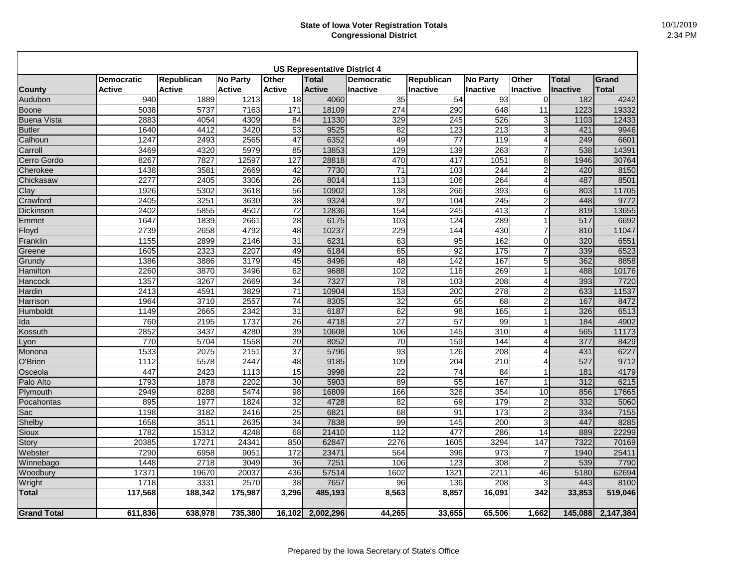**State of Iowa Voter Registration Totals**
**Congressional District**

10/1/2019
2:34 PM

| US Representative District 4 | | | | | | | | | | | |
|---|---|---|---|---|---|---|---|---|---|---|---|
| **County** | **Democratic Active** | **Republican Active** | **No Party Active** | **Other Active** | **Total Active** | **Democratic Inactive** | **Republican Inactive** | **No Party Inactive** | **Other Inactive** | **Total Inactive** | **Grand Total** |
| Audubon | 940 | 1889 | 1213 | 18 | 4060 | 35 | 54 | 93 | 0 | 182 | 4242 |
| Boone | 5038 | 5737 | 7163 | 171 | 18109 | 274 | 290 | 648 | 11 | 1223 | 19332 |
| Buena Vista | 2883 | 4054 | 4309 | 84 | 11330 | 329 | 245 | 526 | 3 | 1103 | 12433 |
| Butler | 1640 | 4412 | 3420 | 53 | 9525 | 82 | 123 | 213 | 3 | 421 | 9946 |
| Calhoun | 1247 | 2493 | 2565 | 47 | 6352 | 49 | 77 | 119 | 4 | 249 | 6601 |
| Carroll | 3469 | 4320 | 5979 | 85 | 13853 | 129 | 139 | 263 | 7 | 538 | 14391 |
| Cerro Gordo | 8267 | 7827 | 12597 | 127 | 28818 | 470 | 417 | 1051 | 8 | 1946 | 30764 |
| Cherokee | 1438 | 3581 | 2669 | 42 | 7730 | 71 | 103 | 244 | 2 | 420 | 8150 |
| Chickasaw | 2277 | 2405 | 3306 | 26 | 8014 | 113 | 106 | 264 | 4 | 487 | 8501 |
| Clay | 1926 | 5302 | 3618 | 56 | 10902 | 138 | 266 | 393 | 6 | 803 | 11705 |
| Crawford | 2405 | 3251 | 3630 | 38 | 9324 | 97 | 104 | 245 | 2 | 448 | 9772 |
| Dickinson | 2402 | 5855 | 4507 | 72 | 12836 | 154 | 245 | 413 | 7 | 819 | 13655 |
| Emmet | 1647 | 1839 | 2661 | 28 | 6175 | 103 | 124 | 289 | 1 | 517 | 6692 |
| Floyd | 2739 | 2658 | 4792 | 48 | 10237 | 229 | 144 | 430 | 7 | 810 | 11047 |
| Franklin | 1155 | 2899 | 2146 | 31 | 6231 | 63 | 95 | 162 | 0 | 320 | 6551 |
| Greene | 1605 | 2323 | 2207 | 49 | 6184 | 65 | 92 | 175 | 7 | 339 | 6523 |
| Grundy | 1386 | 3886 | 3179 | 45 | 8496 | 48 | 142 | 167 | 5 | 362 | 8858 |
| Hamilton | 2260 | 3870 | 3496 | 62 | 9688 | 102 | 116 | 269 | 1 | 488 | 10176 |
| Hancock | 1357 | 3267 | 2669 | 34 | 7327 | 78 | 103 | 208 | 4 | 393 | 7720 |
| Hardin | 2413 | 4591 | 3829 | 71 | 10904 | 153 | 200 | 278 | 2 | 633 | 11537 |
| Harrison | 1964 | 3710 | 2557 | 74 | 8305 | 32 | 65 | 68 | 2 | 167 | 8472 |
| Humboldt | 1149 | 2665 | 2342 | 31 | 6187 | 62 | 98 | 165 | 1 | 326 | 6513 |
| Ida | 760 | 2195 | 1737 | 26 | 4718 | 27 | 57 | 99 | 1 | 184 | 4902 |
| Kossuth | 2852 | 3437 | 4280 | 39 | 10608 | 106 | 145 | 310 | 4 | 565 | 11173 |
| Lyon | 770 | 5704 | 1558 | 20 | 8052 | 70 | 159 | 144 | 4 | 377 | 8429 |
| Monona | 1533 | 2075 | 2151 | 37 | 5796 | 93 | 126 | 208 | 4 | 431 | 6227 |
| O'Brien | 1112 | 5578 | 2447 | 48 | 9185 | 109 | 204 | 210 | 4 | 527 | 9712 |
| Osceola | 447 | 2423 | 1113 | 15 | 3998 | 22 | 74 | 84 | 1 | 181 | 4179 |
| Palo Alto | 1793 | 1878 | 2202 | 30 | 5903 | 89 | 55 | 167 | 1 | 312 | 6215 |
| Plymouth | 2949 | 8288 | 5474 | 98 | 16809 | 166 | 326 | 354 | 10 | 856 | 17665 |
| Pocahontas | 895 | 1977 | 1824 | 32 | 4728 | 82 | 69 | 179 | 2 | 332 | 5060 |
| Sac | 1198 | 3182 | 2416 | 25 | 6821 | 68 | 91 | 173 | 2 | 334 | 7155 |
| Shelby | 1658 | 3511 | 2635 | 34 | 7838 | 99 | 145 | 200 | 3 | 447 | 8285 |
| Sioux | 1782 | 15312 | 4248 | 68 | 21410 | 112 | 477 | 286 | 14 | 889 | 22299 |
| Story | 20385 | 17271 | 24341 | 850 | 62847 | 2276 | 1605 | 3294 | 147 | 7322 | 70169 |
| Webster | 7290 | 6958 | 9051 | 172 | 23471 | 564 | 396 | 973 | 7 | 1940 | 25411 |
| Winnebago | 1448 | 2718 | 3049 | 36 | 7251 | 106 | 123 | 308 | 2 | 539 | 7790 |
| Woodbury | 17371 | 19670 | 20037 | 436 | 57514 | 1602 | 1321 | 2211 | 46 | 5180 | 62694 |
| Wright | 1718 | 3331 | 2570 | 38 | 7657 | 96 | 136 | 208 | 3 | 443 | 8100 |
| **Total** | **117,568** | **188,342** | **175,987** | **3,296** | **485,193** | **8,563** | **8,857** | **16,091** | **342** | **33,853** | **519,046** |
| | | | | | | | | | | | |
| **Grand Total** | **611,836** | **638,978** | **735,380** | **16,102** | **2,002,296** | **44,265** | **33,655** | **65,506** | **1,662** | **145,088** | **2,147,384** |

Prepared by the Iowa Secretary of State's Office